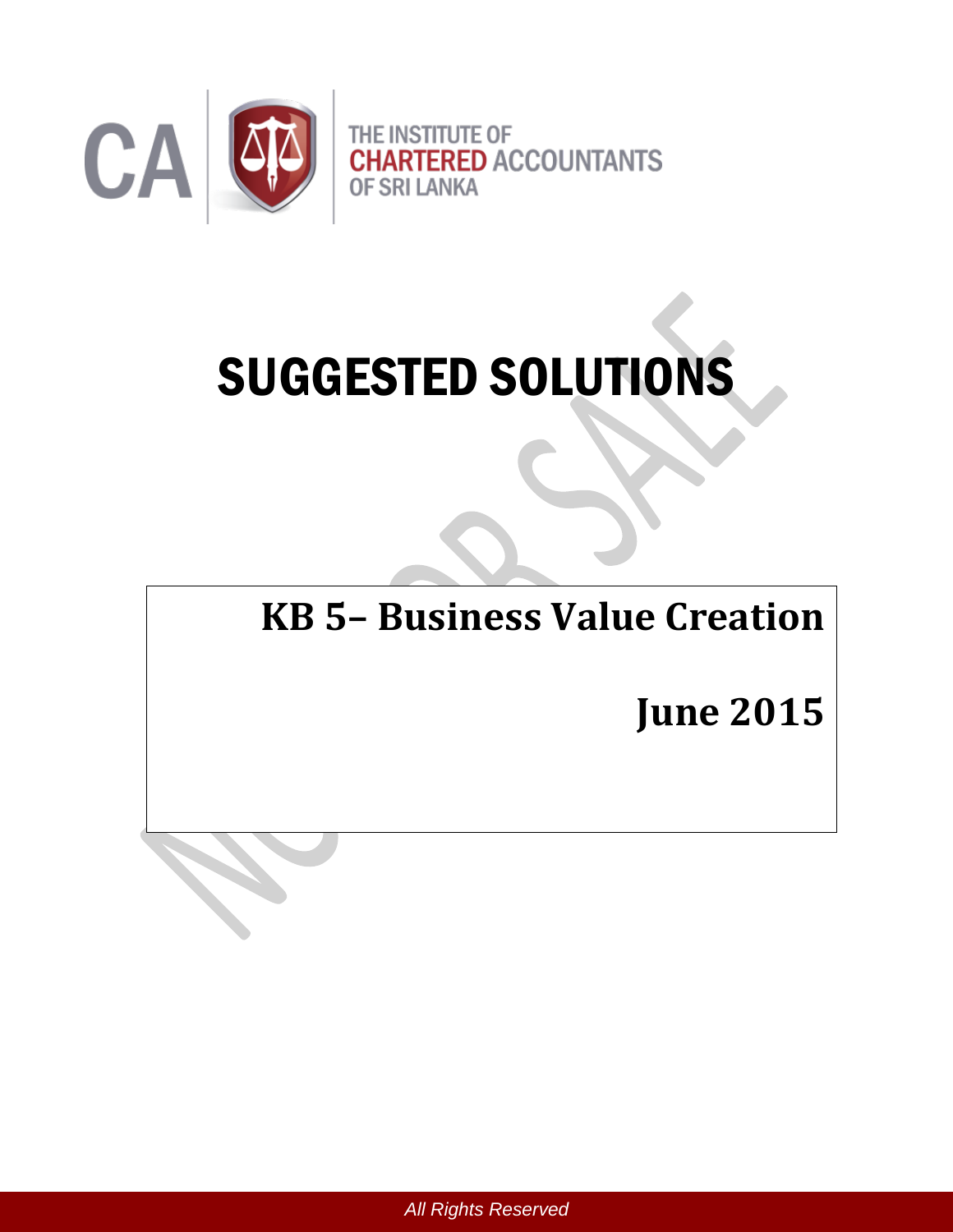THE INSTITUTE OF CHARTERED ACCOUNTANTS OF SRI LANKA

# SUGGESTED SOLUTIONS

## KB 5– Business Value Creation

## June 2015

All Rights Reserved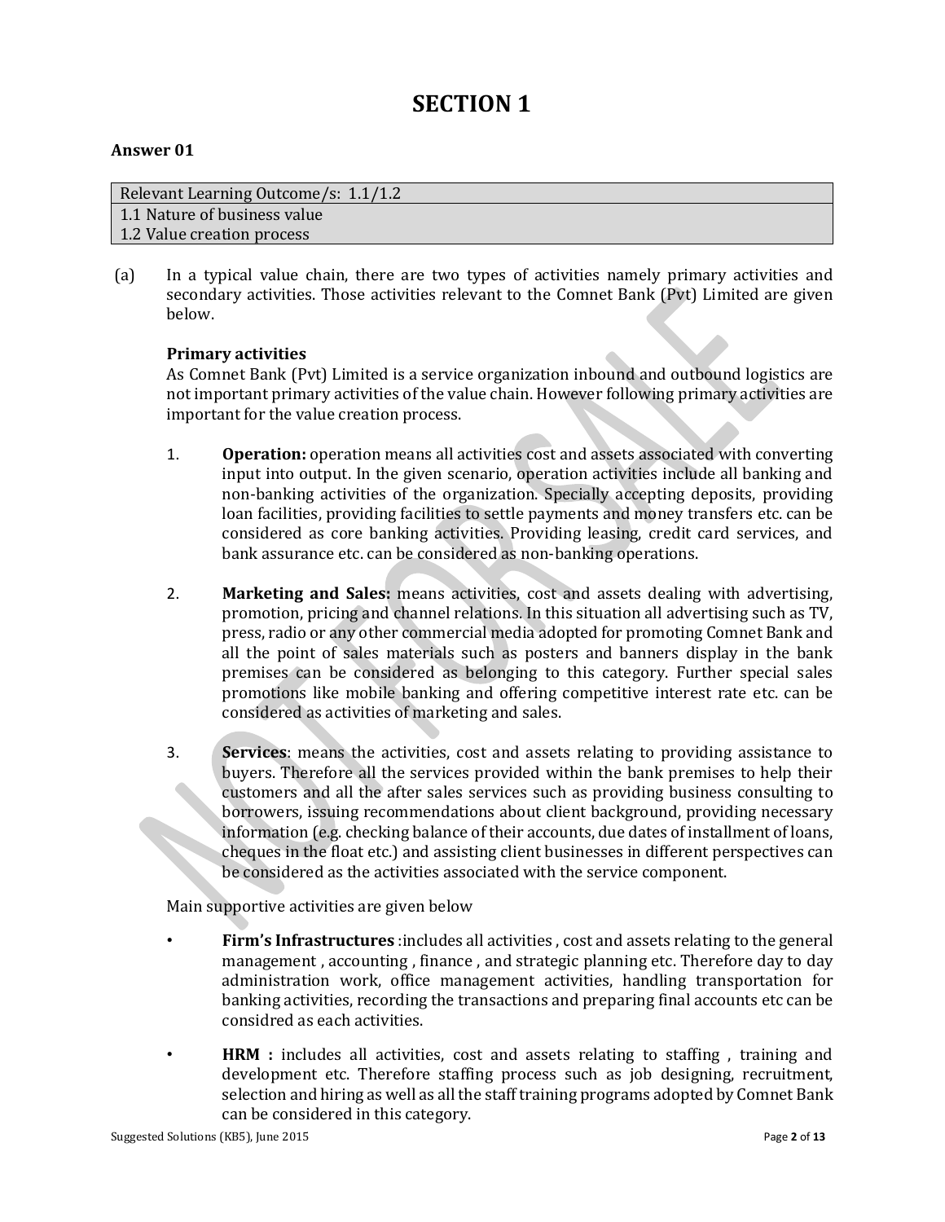# SECTION 1

**Answer 01**

| Relevant Learning Outcome/s: 1.1/1.2 |
|---|
| 1.1 Nature of business value |
| 1.2 Value creation process |

(a) In a typical value chain, there are two types of activities namely primary activities and secondary activities. Those activities relevant to the Comnet Bank (Pvt) Limited are given below.

**Primary activities**

As Comnet Bank (Pvt) Limited is a service organization inbound and outbound logistics are not important primary activities of the value chain. However following primary activities are important for the value creation process.

1. **Operation:** operation means all activities cost and assets associated with converting input into output. In the given scenario, operation activities include all banking and non-banking activities of the organization. Specially accepting deposits, providing loan facilities, providing facilities to settle payments and money transfers etc. can be considered as core banking activities. Providing leasing, credit card services, and bank assurance etc. can be considered as non-banking operations.

2. **Marketing and Sales:** means activities, cost and assets dealing with advertising, promotion, pricing and channel relations. In this situation all advertising such as TV, press, radio or any other commercial media adopted for promoting Comnet Bank and all the point of sales materials such as posters and banners display in the bank premises can be considered as belonging to this category. Further special sales promotions like mobile banking and offering competitive interest rate etc. can be considered as activities of marketing and sales.

3. **Services**: means the activities, cost and assets relating to providing assistance to buyers. Therefore all the services provided within the bank premises to help their customers and all the after sales services such as providing business consulting to borrowers, issuing recommendations about client background, providing necessary information (e.g. checking balance of their accounts, due dates of installment of loans, cheques in the float etc.) and assisting client businesses in different perspectives can be considered as the activities associated with the service component.

Main supportive activities are given below

- **Firm's Infrastructures** :includes all activities , cost and assets relating to the general management , accounting , finance , and strategic planning etc. Therefore day to day administration work, office management activities, handling transportation for banking activities, recording the transactions and preparing final accounts etc can be considred as each activities.

- **HRM :** includes all activities, cost and assets relating to staffing , training and development etc. Therefore staffing process such as job designing, recruitment, selection and hiring as well as all the staff training programs adopted by Comnet Bank can be considered in this category.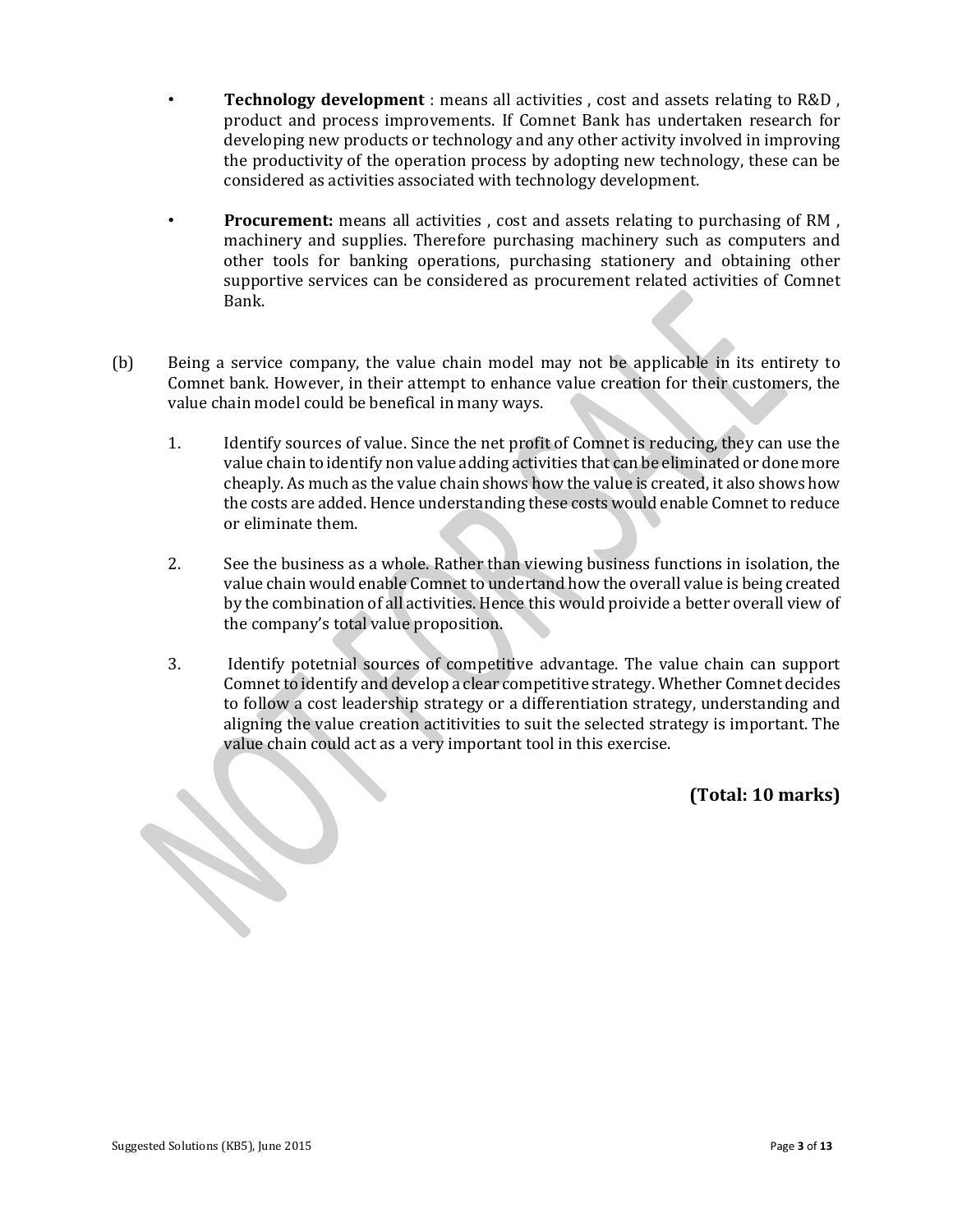- **Technology development** : means all activities , cost and assets relating to R&D , product and process improvements. If Comnet Bank has undertaken research for developing new products or technology and any other activity involved in improving the productivity of the operation process by adopting new technology, these can be considered as activities associated with technology development.

- **Procurement:** means all activities , cost and assets relating to purchasing of RM , machinery and supplies. Therefore purchasing machinery such as computers and other tools for banking operations, purchasing stationery and obtaining other supportive services can be considered as procurement related activities of Comnet Bank.

(b) Being a service company, the value chain model may not be applicable in its entirety to Comnet bank. However, in their attempt to enhance value creation for their customers, the value chain model could be benefical in many ways.

1. Identify sources of value. Since the net profit of Comnet is reducing, they can use the value chain to identify non value adding activities that can be eliminated or done more cheaply. As much as the value chain shows how the value is created, it also shows how the costs are added. Hence understanding these costs would enable Comnet to reduce or eliminate them.

2. See the business as a whole. Rather than viewing business functions in isolation, the value chain would enable Comnet to undertand how the overall value is being created by the combination of all activities. Hence this would proivide a better overall view of the company's total value proposition.

3. Identify potetnial sources of competitive advantage. The value chain can support Comnet to identify and develop a clear competitive strategy. Whether Comnet decides to follow a cost leadership strategy or a differentiation strategy, understanding and aligning the value creation actitivities to suit the selected strategy is important. The value chain could act as a very important tool in this exercise.

**(Total: 10 marks)**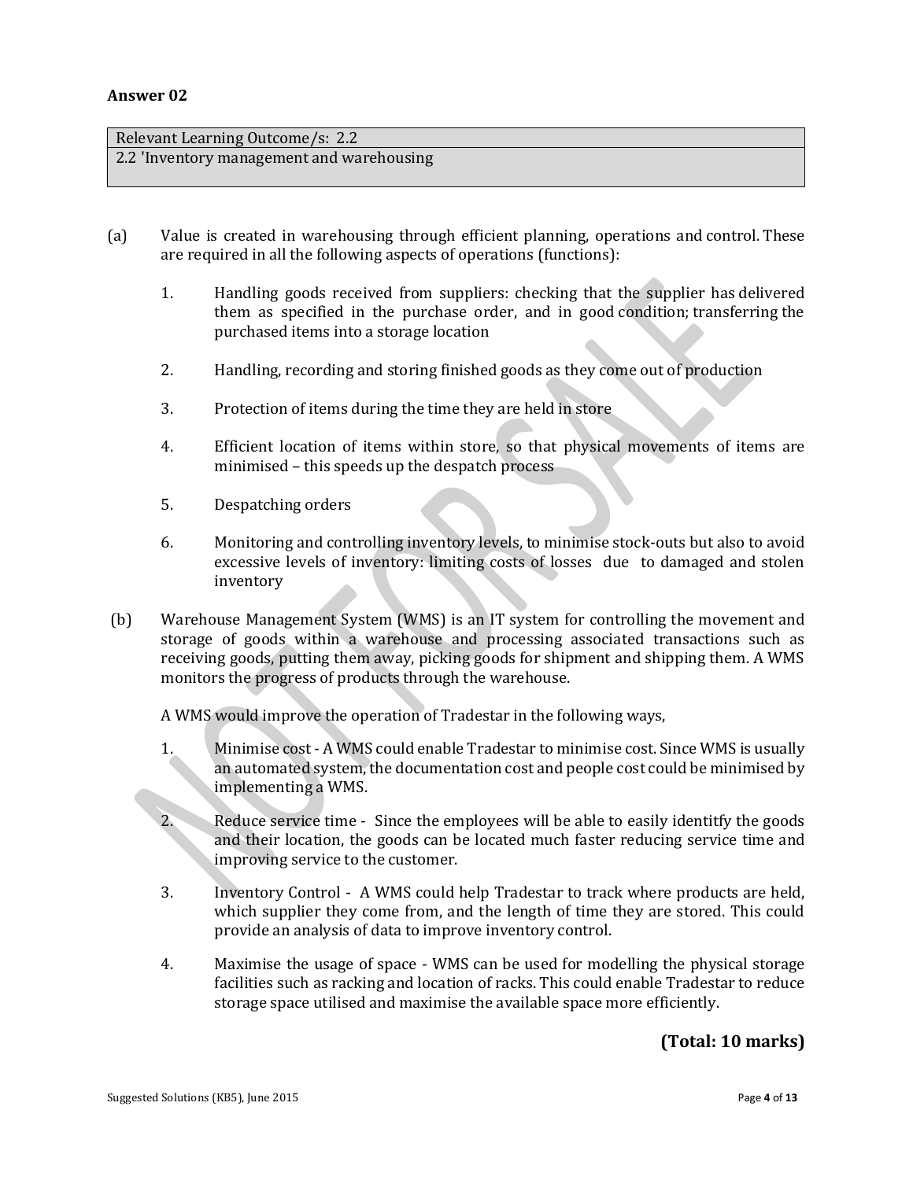## Answer 02

| Relevant Learning Outcome/s: 2.2 |
|---|
| 2.2 'Inventory management and warehousing |

(a) Value is created in warehousing through efficient planning, operations and control. These are required in all the following aspects of operations (functions):

1. Handling goods received from suppliers: checking that the supplier has delivered them as specified in the purchase order, and in good condition; transferring the purchased items into a storage location

2. Handling, recording and storing finished goods as they come out of production

3. Protection of items during the time they are held in store

4. Efficient location of items within store, so that physical movements of items are minimised – this speeds up the despatch process

5. Despatching orders

6. Monitoring and controlling inventory levels, to minimise stock-outs but also to avoid excessive levels of inventory: limiting costs of losses due to damaged and stolen inventory

(b) Warehouse Management System (WMS) is an IT system for controlling the movement and storage of goods within a warehouse and processing associated transactions such as receiving goods, putting them away, picking goods for shipment and shipping them. A WMS monitors the progress of products through the warehouse.

A WMS would improve the operation of Tradestar in the following ways,

1. Minimise cost - A WMS could enable Tradestar to minimise cost. Since WMS is usually an automated system, the documentation cost and people cost could be minimised by implementing a WMS.

2. Reduce service time - Since the employees will be able to easily identitfy the goods and their location, the goods can be located much faster reducing service time and improving service to the customer.

3. Inventory Control - A WMS could help Tradestar to track where products are held, which supplier they come from, and the length of time they are stored. This could provide an analysis of data to improve inventory control.

4. Maximise the usage of space - WMS can be used for modelling the physical storage facilities such as racking and location of racks. This could enable Tradestar to reduce storage space utilised and maximise the available space more efficiently.

**(Total: 10 marks)**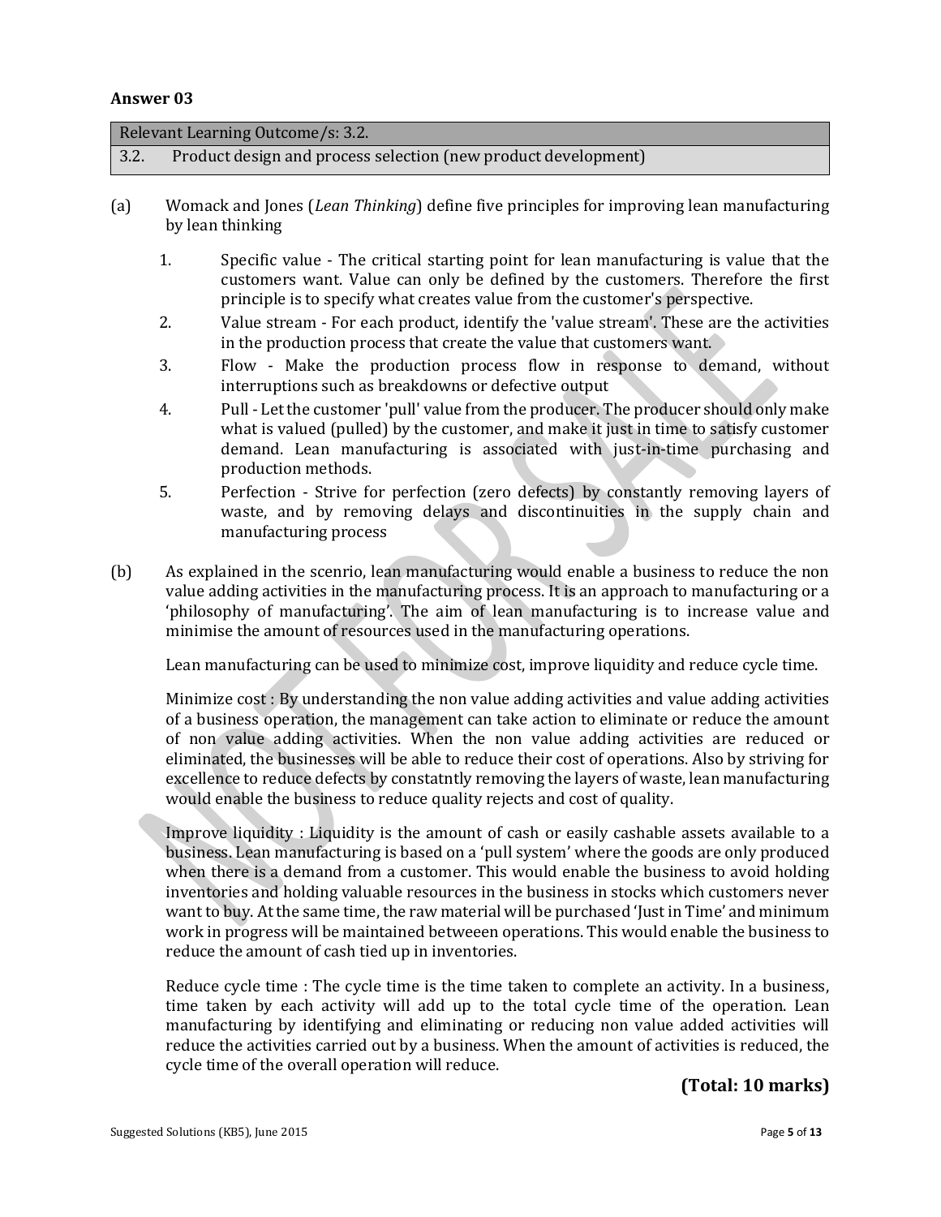## Answer 03

| Relevant Learning Outcome/s: 3.2. | |
|---|---|
| 3.2. | Product design and process selection (new product development) |

(a) Womack and Jones (*Lean Thinking*) define five principles for improving lean manufacturing by lean thinking

1. Specific value - The critical starting point for lean manufacturing is value that the customers want. Value can only be defined by the customers. Therefore the first principle is to specify what creates value from the customer's perspective.
2. Value stream - For each product, identify the 'value stream'. These are the activities in the production process that create the value that customers want.
3. Flow - Make the production process flow in response to demand, without interruptions such as breakdowns or defective output
4. Pull - Let the customer 'pull' value from the producer. The producer should only make what is valued (pulled) by the customer, and make it just in time to satisfy customer demand. Lean manufacturing is associated with just-in-time purchasing and production methods.
5. Perfection - Strive for perfection (zero defects) by constantly removing layers of waste, and by removing delays and discontinuities in the supply chain and manufacturing process

(b) As explained in the scenrio, lean manufacturing would enable a business to reduce the non value adding activities in the manufacturing process. It is an approach to manufacturing or a 'philosophy of manufacturing'. The aim of lean manufacturing is to increase value and minimise the amount of resources used in the manufacturing operations.

Lean manufacturing can be used to minimize cost, improve liquidity and reduce cycle time.

Minimize cost : By understanding the non value adding activities and value adding activities of a business operation, the management can take action to eliminate or reduce the amount of non value adding activities. When the non value adding activities are reduced or eliminated, the businesses will be able to reduce their cost of operations. Also by striving for excellence to reduce defects by constatntly removing the layers of waste, lean manufacturing would enable the business to reduce quality rejects and cost of quality.

Improve liquidity : Liquidity is the amount of cash or easily cashable assets available to a business. Lean manufacturing is based on a 'pull system' where the goods are only produced when there is a demand from a customer. This would enable the business to avoid holding inventories and holding valuable resurces in the business in stocks which customers never want to buy. At the same time, the raw material will be purchased 'Just in Time' and minimum work in progress will be maintained betweeen operations. This would enable the business to reduce the amount of cash tied up in inventories.

Reduce cycle time : The cycle time is the time taken to complete an activity. In a business, time taken by each activity will add up to the total cycle time of the operation. Lean manufacturing by identifying and eliminating or reducing non value added activities will reduce the activities carried out by a business. When the amount of activities is reduced, the cycle time of the overall operation will reduce.

**(Total: 10 marks)**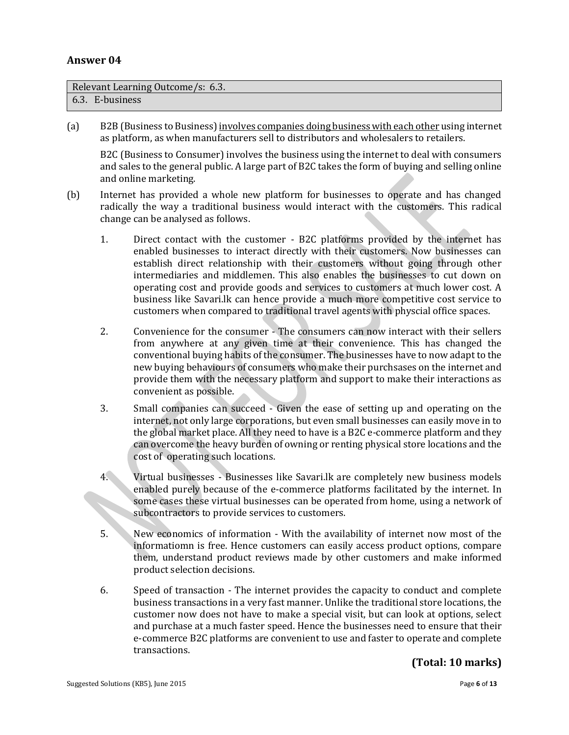## Answer 04

| Relevant Learning Outcome/s: 6.3. |
|---|
| 6.3. E-business |

(a) B2B (Business to Business) <u>involves companies doing business with each other</u> using internet as platform, as when manufacturers sell to distributors and wholesalers to retailers.

B2C (Business to Consumer) involves the business using the internet to deal with consumers and sales to the general public. A large part of B2C takes the form of buying and selling online and online marketing.

(b) Internet has provided a whole new platform for businesses to operate and has changed radically the way a traditional business would interact with the customers. This radical change can be analysed as follows.

1. Direct contact with the customer - B2C platforms provided by the internet has enabled businesses to interact directly with their customers. Now businesses can establish direct relationship with their customers without going through other intermediaries and middlemen. This also enables the businesses to cut down on operating cost and provide goods and services to customers at much lower cost. A business like Savari.lk can hence provide a much more competitive cost service to customers when compared to traditional travel agents with physcial office spaces.

2. Convenience for the consumer - The consumers can now interact with their sellers from anywhere at any given time at their convenience. This has changed the conventional buying habits of the consumer. The businesses have to now adapt to the new buying behaviours of consumers who make their purchsases on the internet and provide them with the necessary platform and support to make their interactions as convenient as possible.

3. Small companies can succeed - Given the ease of setting up and operating on the internet, not only large corporations, but even small businesses can easily move in to the global market place. All they need to have is a B2C e-commerce platform and they can overcome the heavy burden of owning or renting physical store locations and the cost of operating such locations.

4. Virtual businesses - Businesses like Savari.lk are completely new business models enabled purely because of the e-commerce platforms facilitated by the internet. In some cases these virtual businesses can be operated from home, using a network of subcontractors to provide services to customers.

5. New economics of information - With the availability of internet now most of the informatiomn is free. Hence customers can easily access product options, compare them, understand product reviews made by other customers and make informed product selection decisions.

6. Speed of transaction - The internet provides the capacity to conduct and complete business transactions in a very fast manner. Unlike the traditional store locations, the customer now does not have to make a special visit, but can look at options, select and purchase at a much faster speed. Hence the businesses need to ensure that their e-commerce B2C platforms are convenient to use and faster to operate and complete transactions.

**(Total: 10 marks)**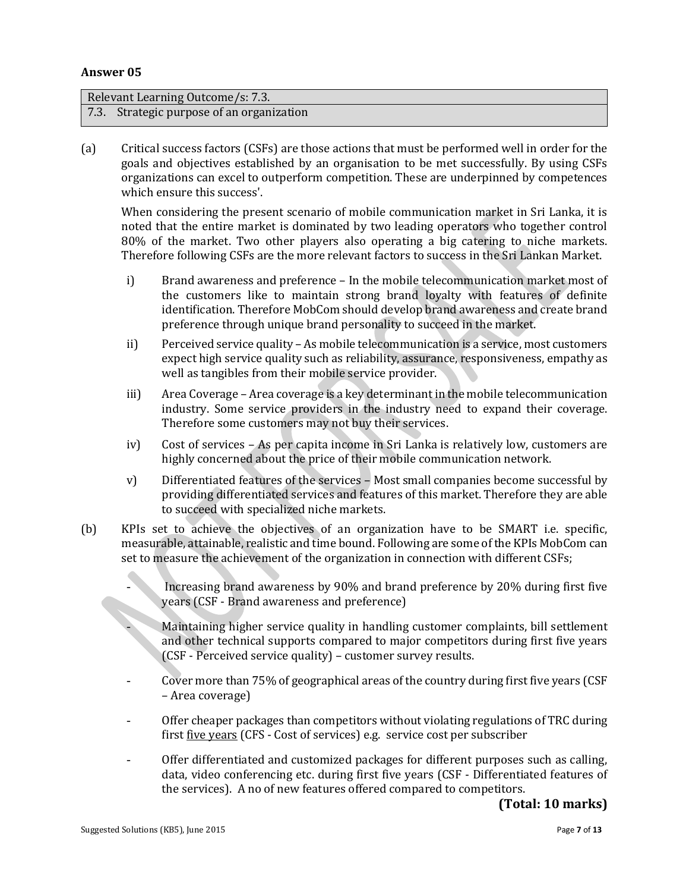## Answer 05

| Relevant Learning Outcome/s: 7.3. |
|---|
| 7.3. Strategic purpose of an organization |

(a) Critical success factors (CSFs) are those actions that must be performed well in order for the goals and objectives established by an organisation to be met successfully. By using CSFs organizations can excel to outperform competition. These are underpinned by competences which ensure this success'.

When considering the present scenario of mobile communication market in Sri Lanka, it is noted that the entire market is dominated by two leading operators who together control 80% of the market. Two other players also operating a big catering to niche markets. Therefore following CSFs are the more relevant factors to success in the Sri Lankan Market.

i) Brand awareness and preference – In the mobile telecommunication market most of the customers like to maintain strong brand loyalty with features of definite identification. Therefore MobCom should develop brand awareness and create brand preference through unique brand personality to succeed in the market.

ii) Perceived service quality – As mobile telecommunication is a service, most customers expect high service quality such as reliability, assurance, responsiveness, empathy as well as tangibles from their mobile service provider.

iii) Area Coverage – Area coverage is a key determinant in the mobile telecommunication industry. Some service providers in the industry need to expand their coverage. Therefore some customers may not buy their services.

iv) Cost of services – As per capita income in Sri Lanka is relatively low, customers are highly concerned about the price of their mobile communication network.

v) Differentiated features of the services – Most small companies become successful by providing differentiated services and features of this market. Therefore they are able to succeed with specialized niche markets.

(b) KPIs set to achieve the objectives of an organization have to be SMART i.e. specific, measurable, attainable, realistic and time bound. Following are some of the KPIs MobCom can set to measure the achievement of the organization in connection with different CSFs;

- Increasing brand awareness by 90% and brand preference by 20% during first five years (CSF - Brand awareness and preference)
- Maintaining higher service quality in handling customer complaints, bill settlement and other technical supports compared to major competitors during first five years (CSF - Perceived service quality) – customer survey results.
- Cover more than 75% of geographical areas of the country during first five years (CSF – Area coverage)
- Offer cheaper packages than competitors without violating regulations of TRC during first five years (CFS - Cost of services) e.g. service cost per subscriber
- Offer differentiated and customized packages for different purposes such as calling, data, video conferencing etc. during first five years (CSF - Differentiated features of the services). A no of new features offered compared to competitors.

**(Total: 10 marks)**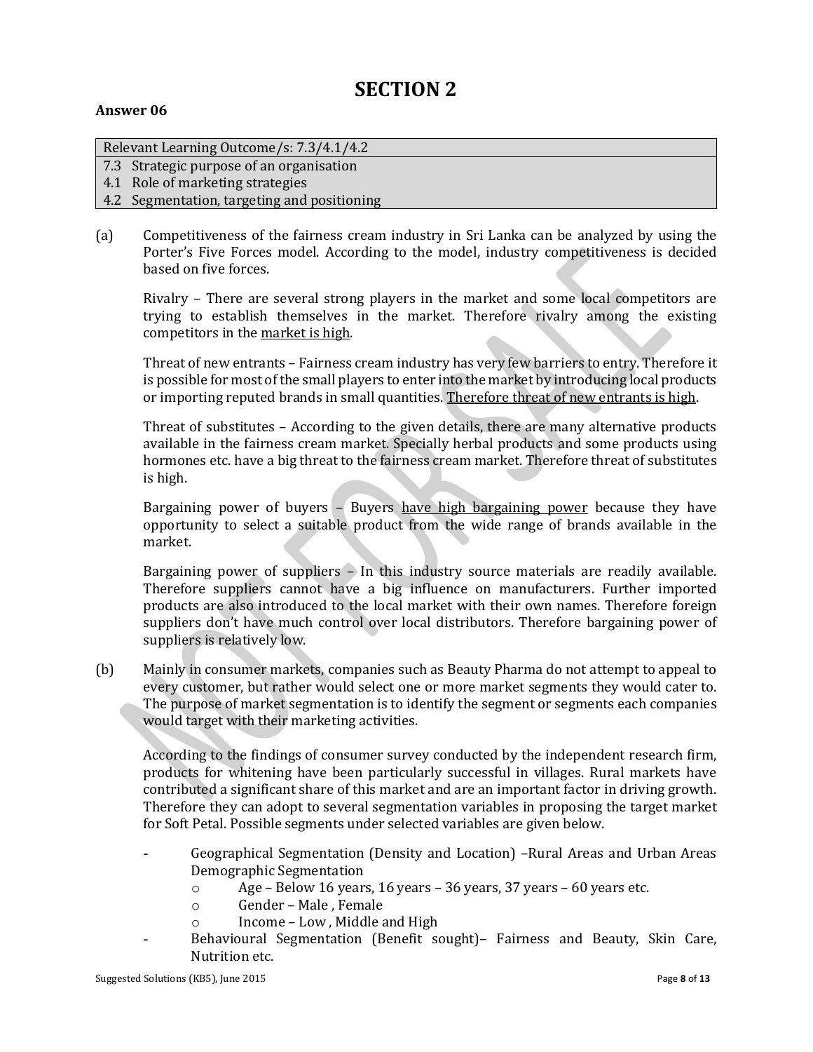# SECTION 2

**Answer 06**

| Relevant Learning Outcome/s: 7.3/4.1/4.2 |
|---|
| 7.3 Strategic purpose of an organisation |
| 4.1 Role of marketing strategies |
| 4.2 Segmentation, targeting and positioning |

(a) Competitiveness of the fairness cream industry in Sri Lanka can be analyzed by using the Porter's Five Forces model. According to the model, industry competitiveness is decided based on five forces.

Rivalry – There are several strong players in the market and some local competitors are trying to establish themselves in the market. Therefore rivalry among the existing competitors in the <u>market is high</u>.

Threat of new entrants – Fairness cream industry has very few barriers to entry. Therefore it is possible for most of the small players to enter into the market by introducing local products or importing reputed brands in small quantities. <u>Therefore threat of new entrants is high</u>.

Threat of substitutes – According to the given details, there are many alternative products available in the fairness cream market. Specially herbal products and some products using hormones etc. have a big threat to the fairness cream market. Therefore threat of substitutes is high.

Bargaining power of buyers – Buyers <u>have high bargaining power</u> because they have opportunity to select a suitable product from the wide range of brands available in the market.

Bargaining power of suppliers – In this industry source materials are readily available. Therefore suppliers cannot have a big influence on manufacturers. Further imported products are also introduced to the local market with their own names. Therefore foreign suppliers don't have much control over local distributors. Therefore bargaining power of suppliers is relatively low.

(b) Mainly in consumer markets, companies such as Beauty Pharma do not attempt to appeal to every customer, but rather would select one or more market segments they would cater to. The purpose of market segmentation is to identify the segment or segments each companies would target with their marketing activities.

According to the findings of consumer survey conducted by the independent research firm, products for whitening have been particularly successful in villages. Rural markets have contributed a significant share of this market and are an important factor in driving growth. Therefore they can adopt to several segmentation variables in proposing the target market for Soft Petal. Possible segments under selected variables are given below.

- Geographical Segmentation (Density and Location) –Rural Areas and Urban Areas
  Demographic Segmentation
  - Age – Below 16 years, 16 years – 36 years, 37 years – 60 years etc.
  - Gender – Male , Female
  - Income – Low , Middle and High
- Behavioural Segmentation (Benefit sought)– Fairness and Beauty, Skin Care, Nutrition etc.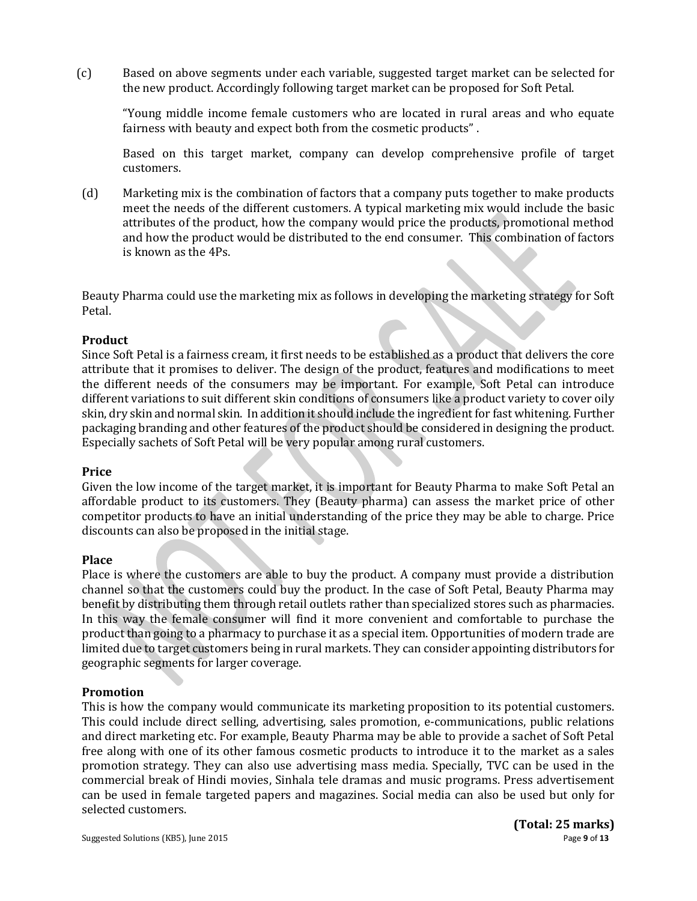(c) Based on above segments under each variable, suggested target market can be selected for the new product. Accordingly following target market can be proposed for Soft Petal.

"Young middle income female customers who are located in rural areas and who equate fairness with beauty and expect both from the cosmetic products" .

Based on this target market, company can develop comprehensive profile of target customers.

(d) Marketing mix is the combination of factors that a company puts together to make products meet the needs of the different customers. A typical marketing mix would include the basic attributes of the product, how the company would price the products, promotional method and how the product would be distributed to the end consumer. This combination of factors is known as the 4Ps.

Beauty Pharma could use the marketing mix as follows in developing the marketing strategy for Soft Petal.

**Product**

Since Soft Petal is a fairness cream, it first needs to be established as a product that delivers the core attribute that it promises to deliver. The design of the product, features and modifications to meet the different needs of the consumers may be important. For example, Soft Petal can introduce different variations to suit different skin conditions of consumers like a product variety to cover oily skin, dry skin and normal skin. In addition it should include the ingredient for fast whitening. Further packaging branding and other features of the product should be considered in designing the product. Especially sachets of Soft Petal will be very popular among rural customers.

**Price**

Given the low income of the target market, it is important for Beauty Pharma to make Soft Petal an affordable product to its customers. They (Beauty pharma) can assess the market price of other competitor products to have an initial understanding of the price they may be able to charge. Price discounts can also be proposed in the initial stage.

**Place**

Place is where the customers are able to buy the product. A company must provide a distribution channel so that the customers could buy the product. In the case of Soft Petal, Beauty Pharma may benefit by distributing them through retail outlets rather than specialized stores such as pharmacies. In this way the female consumer will find it more convenient and comfortable to purchase the product than going to a pharmacy to purchase it as a special item. Opportunities of modern trade are limited due to target customers being in rural markets. They can consider appointing distributors for geographic segments for larger coverage.

**Promotion**

This is how the company would communicate its marketing proposition to its potential customers. This could include direct selling, advertising, sales promotion, e-communications, public relations and direct marketing etc. For example, Beauty Pharma may be able to provide a sachet of Soft Petal free along with one of its other famous cosmetic products to introduce it to the market as a sales promotion strategy. They can also use advertising mass media. Specially, TVC can be used in the commercial break of Hindi movies, Sinhala tele dramas and music programs. Press advertisement can be used in female targeted papers and magazines. Social media can also be used but only for selected customers.

**(Total: 25 marks)**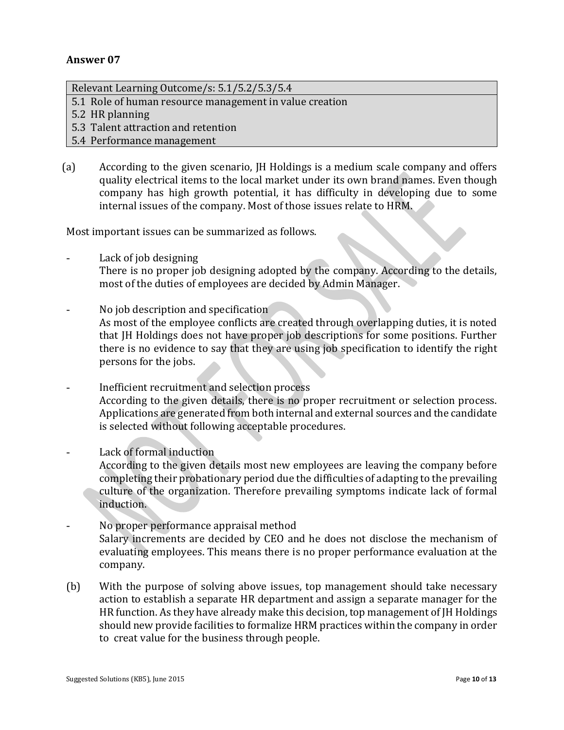## Answer 07

| Relevant Learning Outcome/s: 5.1/5.2/5.3/5.4 |
|---|
| 5.1 Role of human resource management in value creation |
| 5.2 HR planning |
| 5.3 Talent attraction and retention |
| 5.4 Performance management |

(a) According to the given scenario, JH Holdings is a medium scale company and offers quality electrical items to the local market under its own brand names. Even though company has high growth potential, it has difficulty in developing due to some internal issues of the company. Most of those issues relate to HRM.

Most important issues can be summarized as follows.

- Lack of job designing
  There is no proper job designing adopted by the company. According to the details, most of the duties of employees are decided by Admin Manager.

- No job description and specification
  As most of the employee conflicts are created through overlapping duties, it is noted that JH Holdings does not have proper job descriptions for some positions. Further there is no evidence to say that they are using job specification to identify the right persons for the jobs.

- Inefficient recruitment and selection process
  According to the given details, there is no proper recruitment or selection process. Applications are generated from both internal and external sources and the candidate is selected without following acceptable procedures.

- Lack of formal induction
  According to the given details most new employees are leaving the company before completing their probationary period due the difficulties of adapting to the prevailing culture of the organization. Therefore prevailing symptoms indicate lack of formal induction.

- No proper performance appraisal method
  Salary increments are decided by CEO and he does not disclose the mechanism of evaluating employees. This means there is no proper performance evaluation at the company.

(b) With the purpose of solving above issues, top management should take necessary action to establish a separate HR department and assign a separate manager for the HR function. As they have already make this decision, top management of JH Holdings should new provide facilities to formalize HRM practices within the company in order to creat value for the business through people.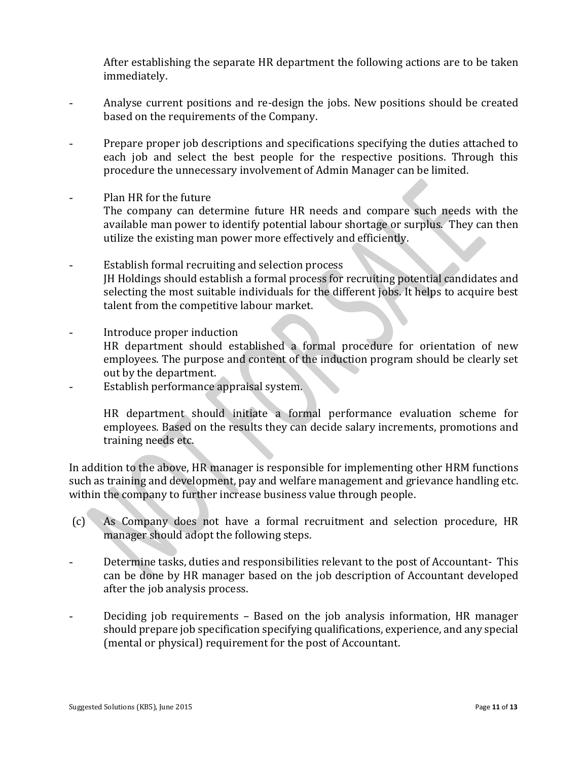After establishing the separate HR department the following actions are to be taken immediately.

- Analyse current positions and re-design the jobs. New positions should be created based on the requirements of the Company.

- Prepare proper job descriptions and specifications specifying the duties attached to each job and select the best people for the respective positions. Through this procedure the unnecessary involvement of Admin Manager can be limited.

- Plan HR for the future
  The company can determine future HR needs and compare such needs with the available man power to identify potential labour shortage or surplus. They can then utilize the existing man power more effectively and efficiently.

- Establish formal recruiting and selection process
  JH Holdings should establish a formal process for recruiting potential candidates and selecting the most suitable individuals for the different jobs. It helps to acquire best talent from the competitive labour market.

- Introduce proper induction
  HR department should established a formal procedure for orientation of new employees. The purpose and content of the induction program should be clearly set out by the department.
- Establish performance appraisal system.

  HR department should initiate a formal performance evaluation scheme for employees. Based on the results they can decide salary increments, promotions and training needs etc.

In addition to the above, HR manager is responsible for implementing other HRM functions such as training and development, pay and welfare management and grievance handling etc. within the company to further increase business value through people.

(c) As Company does not have a formal recruitment and selection procedure, HR manager should adopt the following steps.

- Determine tasks, duties and responsibilities relevant to the post of Accountant- This can be done by HR manager based on the job description of Accountant developed after the job analysis process.

- Deciding job requirements – Based on the job analysis information, HR manager should prepare job specification specifying qualifications, experience, and any special (mental or physical) requirement for the post of Accountant.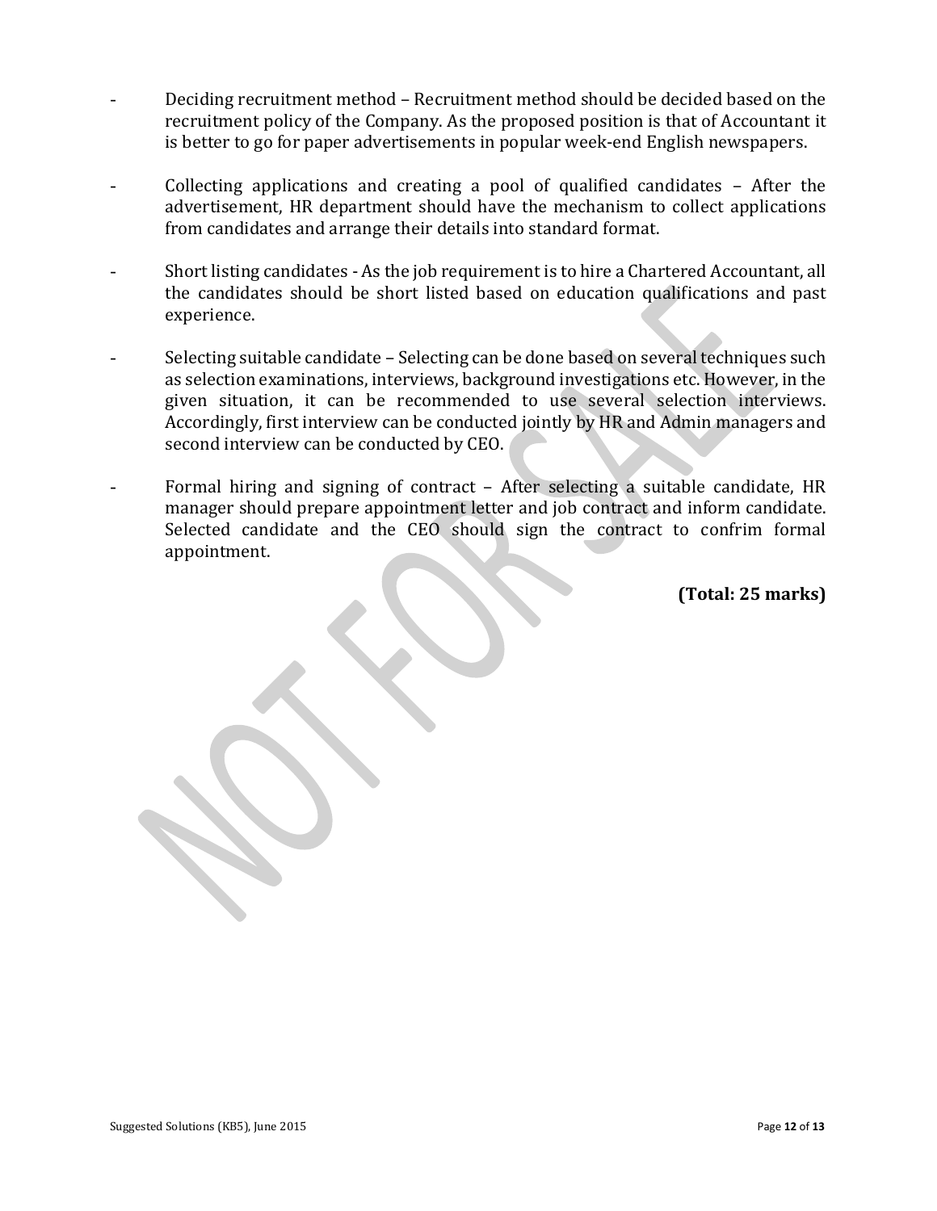- Deciding recruitment method – Recruitment method should be decided based on the recruitment policy of the Company. As the proposed position is that of Accountant it is better to go for paper advertisements in popular week-end English newspapers.

- Collecting applications and creating a pool of qualified candidates – After the advertisement, HR department should have the mechanism to collect applications from candidates and arrange their details into standard format.

- Short listing candidates - As the job requirement is to hire a Chartered Accountant, all the candidates should be short listed based on education qualifications and past experience.

- Selecting suitable candidate – Selecting can be done based on several techniques such as selection examinations, interviews, background investigations etc. However, in the given situation, it can be recommended to use several selection interviews. Accordingly, first interview can be conducted jointly by HR and Admin managers and second interview can be conducted by CEO.

- Formal hiring and signing of contract – After selecting a suitable candidate, HR manager should prepare appointment letter and job contract and inform candidate. Selected candidate and the CEO should sign the contract to confrim formal appointment.

**(Total: 25 marks)**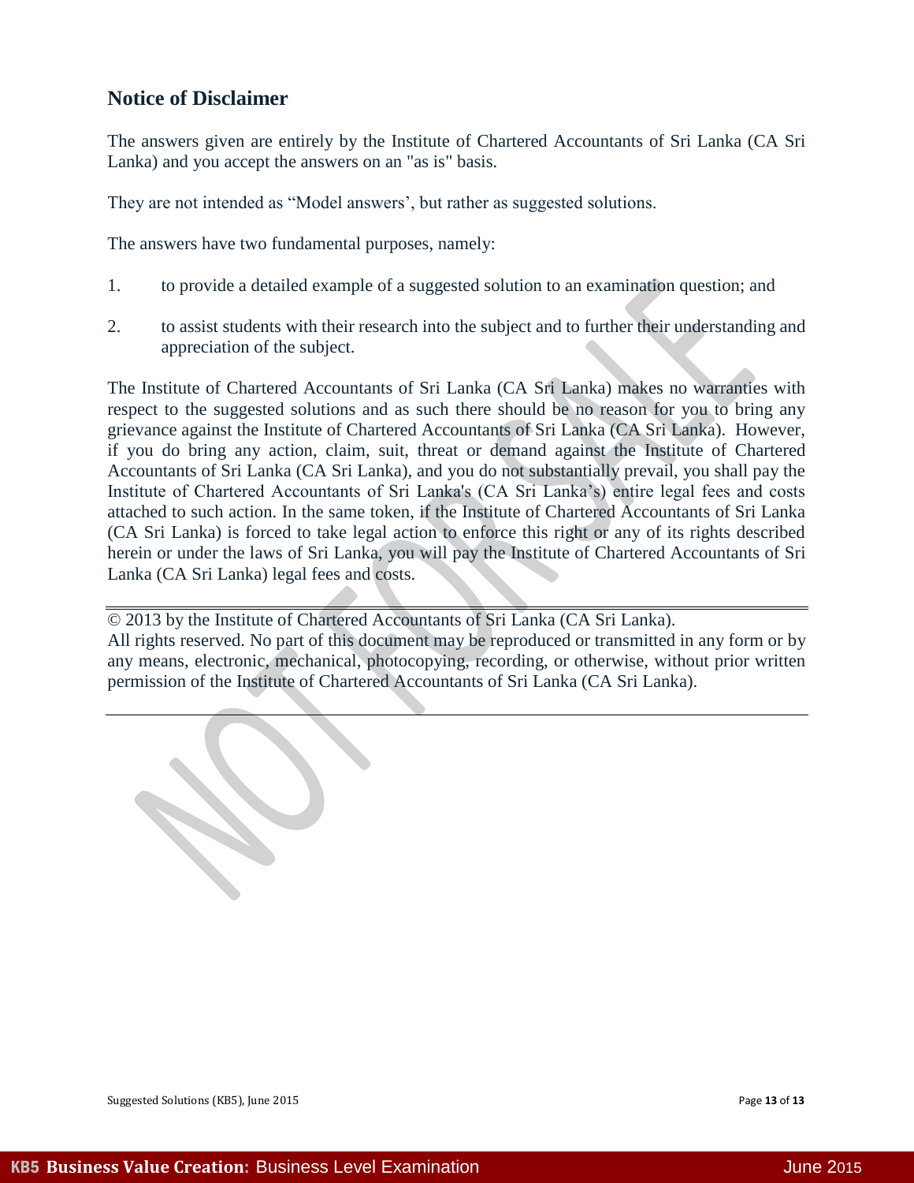## Notice of Disclaimer

The answers given are entirely by the Institute of Chartered Accountants of Sri Lanka (CA Sri Lanka) and you accept the answers on an "as is" basis.

They are not intended as "Model answers', but rather as suggested solutions.

The answers have two fundamental purposes, namely:

1. to provide a detailed example of a suggested solution to an examination question; and

2. to assist students with their research into the subject and to further their understanding and appreciation of the subject.

The Institute of Chartered Accountants of Sri Lanka (CA Sri Lanka) makes no warranties with respect to the suggested solutions and as such there should be no reason for you to bring any grievance against the Institute of Chartered Accountants of Sri Lanka (CA Sri Lanka). However, if you do bring any action, claim, suit, threat or demand against the Institute of Chartered Accountants of Sri Lanka (CA Sri Lanka), and you do not substantially prevail, you shall pay the Institute of Chartered Accountants of Sri Lanka's (CA Sri Lanka's) entire legal fees and costs attached to such action. In the same token, if the Institute of Chartered Accountants of Sri Lanka (CA Sri Lanka) is forced to take legal action to enforce this right or any of its rights described herein or under the laws of Sri Lanka, you will pay the Institute of Chartered Accountants of Sri Lanka (CA Sri Lanka) legal fees and costs.

---

© 2013 by the Institute of Chartered Accountants of Sri Lanka (CA Sri Lanka).
All rights reserved. No part of this document may be reproduced or transmitted in any form or by any means, electronic, mechanical, photocopying, recording, or otherwise, without prior written permission of the Institute of Chartered Accountants of Sri Lanka (CA Sri Lanka).

---